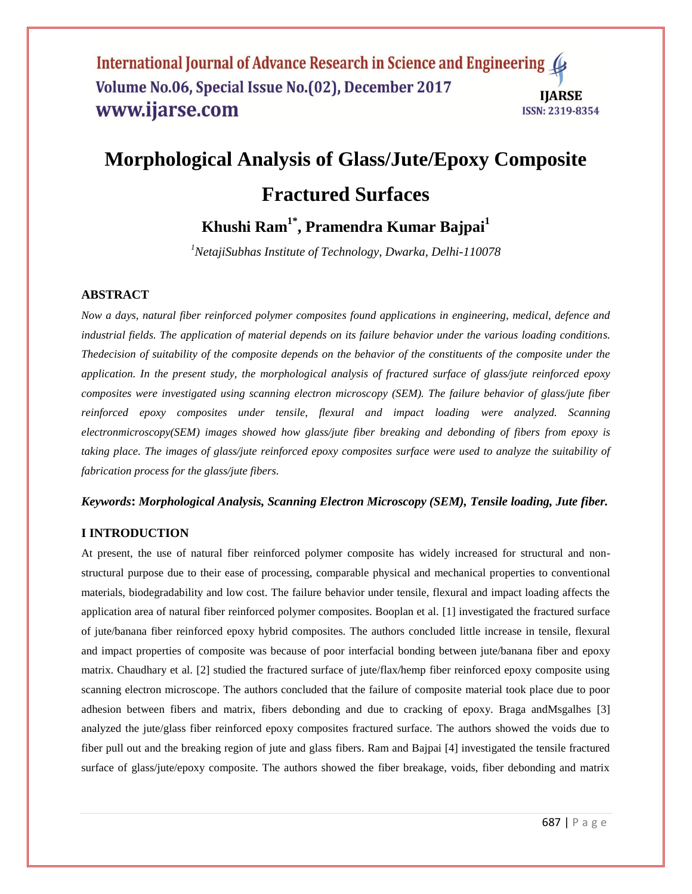# Morphological Analysis of Glass/Jute/Epoxy Composite Fractured Surfaces

**Khushi Ram[1*], Pramendra Kumar Bajpai[1]**

*[1]NetajiSubhas Institute of Technology, Dwarka, Delhi-110078*

## ABSTRACT

*Now a days, natural fiber reinforced polymer composites found applications in engineering, medical, defence and industrial fields. The application of material depends on its failure behavior under the various loading conditions. Thedecision of suitability of the composite depends on the behavior of the constituents of the composite under the application. In the present study, the morphological analysis of fractured surface of glass/jute reinforced epoxy composites were investigated using scanning electron microscopy (SEM). The failure behavior of glass/jute fiber reinforced epoxy composites under tensile, flexural and impact loading were analyzed. Scanning electronmicroscopy(SEM) images showed how glass/jute fiber breaking and debonding of fibers from epoxy is taking place. The images of glass/jute reinforced epoxy composites surface were used to analyze the suitability of fabrication process for the glass/jute fibers.*

***Keywords*: *Morphological Analysis, Scanning Electron Microscopy (SEM), Tensile loading, Jute fiber.***

## I INTRODUCTION

At present, the use of natural fiber reinforced polymer composite has widely increased for structural and non-structural purpose due to their ease of processing, comparable physical and mechanical properties to conventional materials, biodegradability and low cost. The failure behavior under tensile, flexural and impact loading affects the application area of natural fiber reinforced polymer composites. Booplan et al. [1] investigated the fractured surface of jute/banana fiber reinforced epoxy hybrid composites. The authors concluded little increase in tensile, flexural and impact properties of composite was because of poor interfacial bonding between jute/banana fiber and epoxy matrix. Chaudhary et al. [2] studied the fractured surface of jute/flax/hemp fiber reinforced epoxy composite using scanning electron microscope. The authors concluded that the failure of composite material took place due to poor adhesion between fibers and matrix, fibers debonding and due to cracking of epoxy. Braga andMsgalhes [3] analyzed the jute/glass fiber reinforced epoxy composites fractured surface. The authors showed the voids due to fiber pull out and the breaking region of jute and glass fibers. Ram and Bajpai [4] investigated the tensile fractured surface of glass/jute/epoxy composite. The authors showed the fiber breakage, voids, fiber debonding and matrix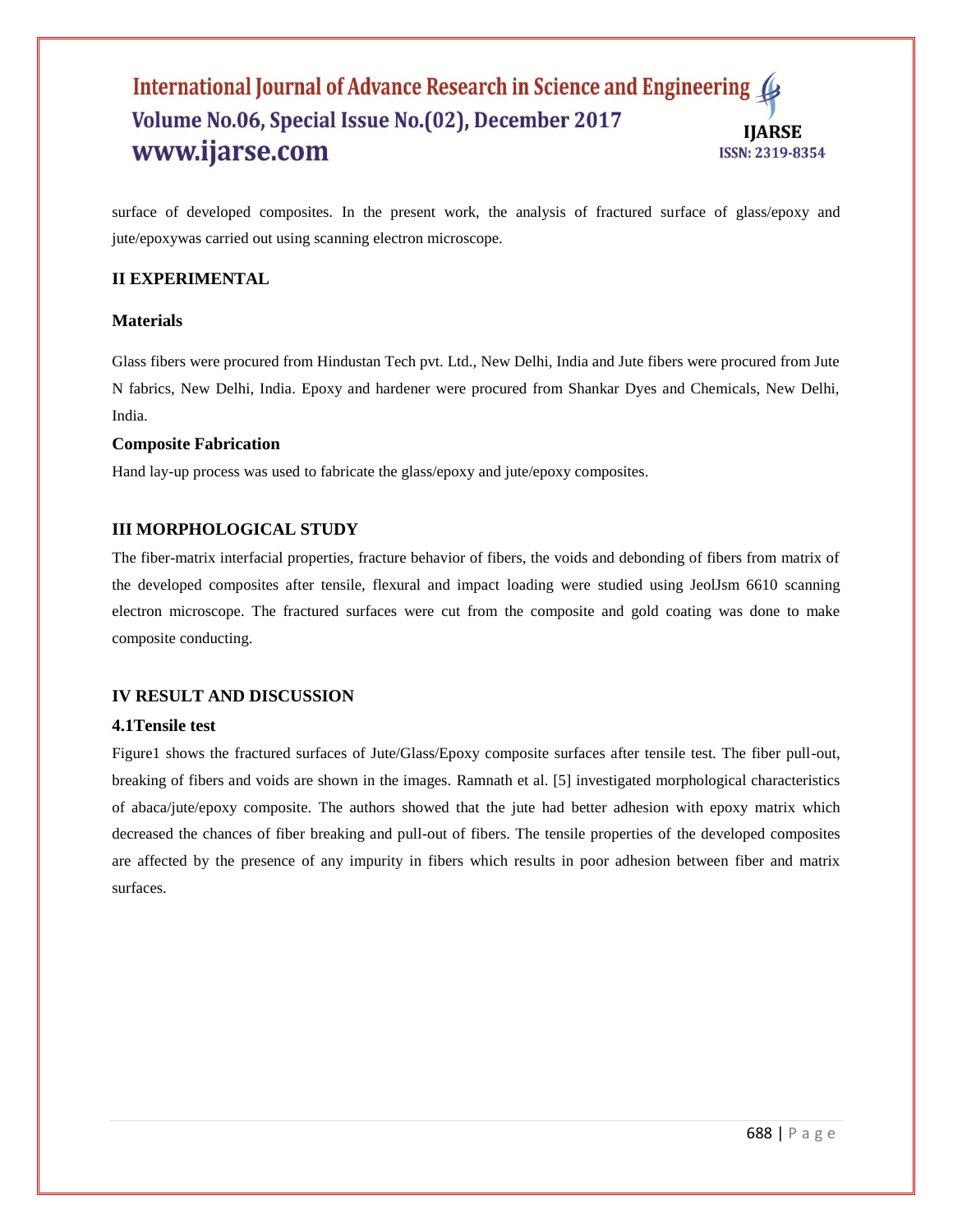surface of developed composites. In the present work, the analysis of fractured surface of glass/epoxy and jute/epoxywas carried out using scanning electron microscope.

## II EXPERIMENTAL

### Materials

Glass fibers were procured from Hindustan Tech pvt. Ltd., New Delhi, India and Jute fibers were procured from Jute N fabrics, New Delhi, India. Epoxy and hardener were procured from Shankar Dyes and Chemicals, New Delhi, India.

### Composite Fabrication

Hand lay-up process was used to fabricate the glass/epoxy and jute/epoxy composites.

## III MORPHOLOGICAL STUDY

The fiber-matrix interfacial properties, fracture behavior of fibers, the voids and debonding of fibers from matrix of the developed composites after tensile, flexural and impact loading were studied using JeolJsm 6610 scanning electron microscope. The fractured surfaces were cut from the composite and gold coating was done to make composite conducting.

## IV RESULT AND DISCUSSION

### 4.1Tensile test

Figure1 shows the fractured surfaces of Jute/Glass/Epoxy composite surfaces after tensile test. The fiber pull-out, breaking of fibers and voids are shown in the images. Ramnath et al. [5] investigated morphological characteristics of abaca/jute/epoxy composite. The authors showed that the jute had better adhesion with epoxy matrix which decreased the chances of fiber breaking and pull-out of fibers. The tensile properties of the developed composites are affected by the presence of any impurity in fibers which results in poor adhesion between fiber and matrix surfaces.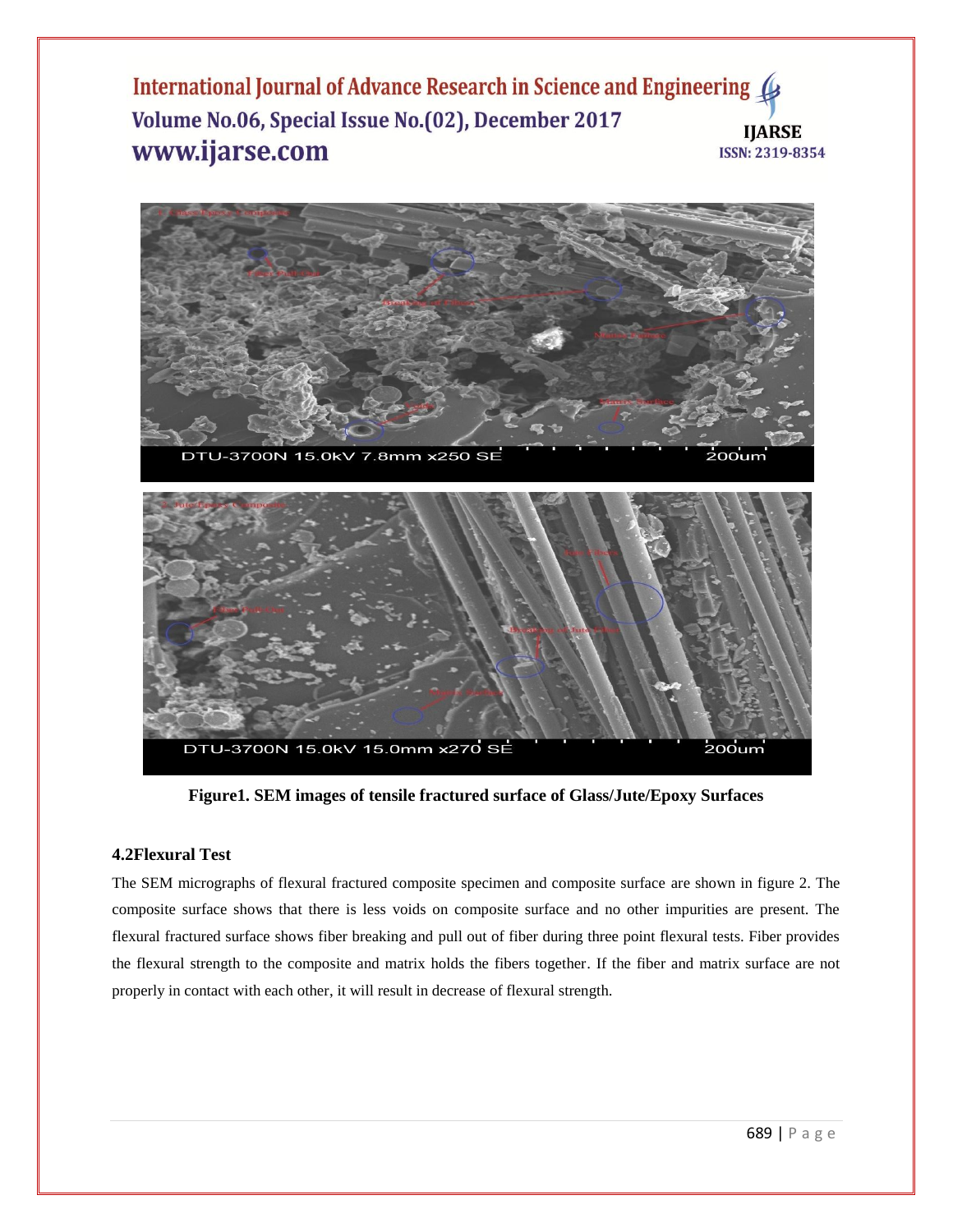Figure1. SEM images of tensile fractured surface of Glass/Jute/Epoxy Surfaces

### 4.2 Flexural Test

The SEM micrographs of flexural fractured composite specimen and composite surface are shown in figure 2. The composite surface shows that there is less voids on composite surface and no other impurities are present. The flexural fractured surface shows fiber breaking and pull out of fiber during three point flexural tests. Fiber provides the flexural strength to the composite and matrix holds the fibers together. If the fiber and matrix surface are not properly in contact with each other, it will result in decrease of flexural strength.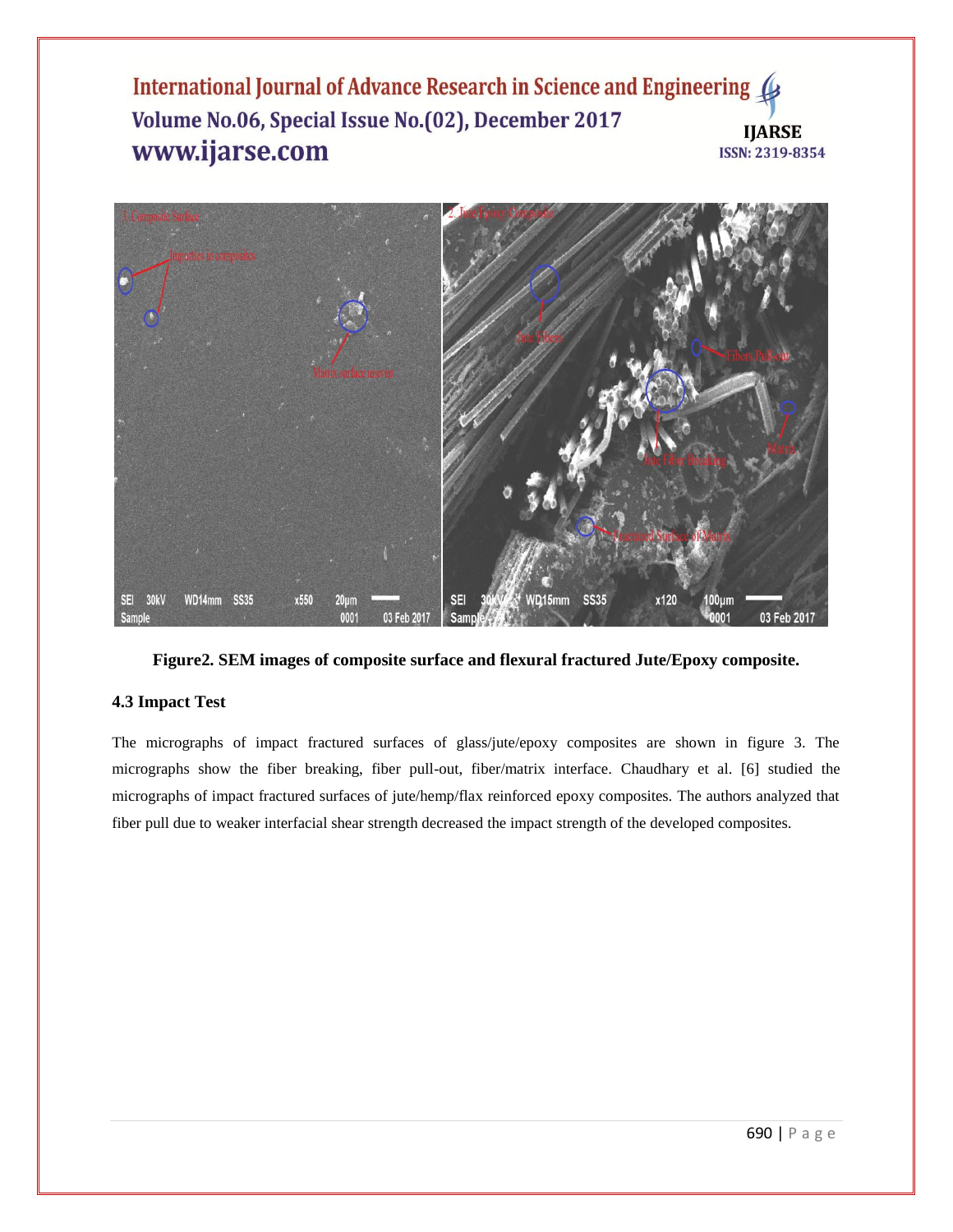**Figure2. SEM images of composite surface and flexural fractured Jute/Epoxy composite.**

### 4.3 Impact Test

The micrographs of impact fractured surfaces of glass/jute/epoxy composites are shown in figure 3. The micrographs show the fiber breaking, fiber pull-out, fiber/matrix interface. Chaudhary et al. [6] studied the micrographs of impact fractured surfaces of jute/hemp/flax reinforced epoxy composites. The authors analyzed that fiber pull due to weaker interfacial shear strength decreased the impact strength of the developed composites.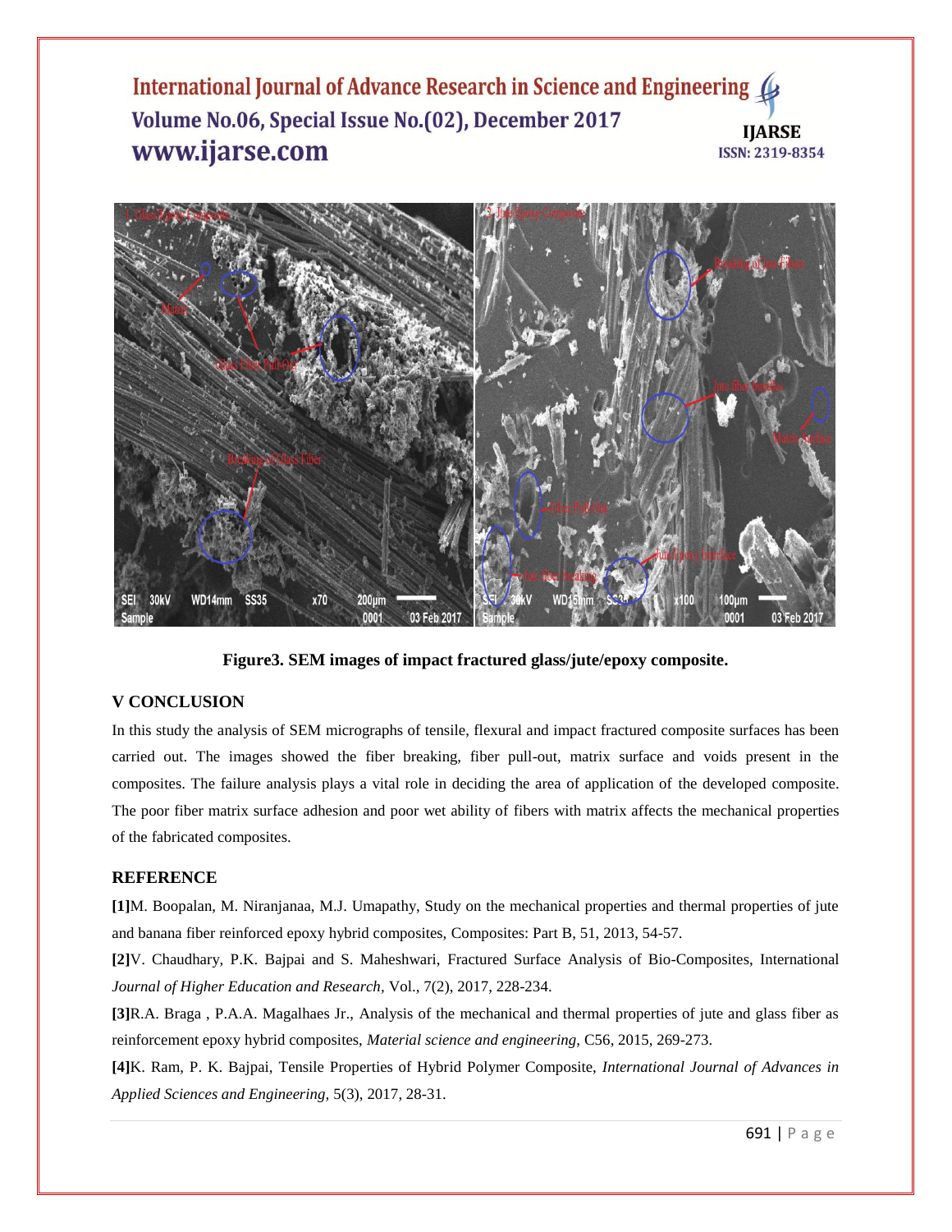Figure3. SEM images of impact fractured glass/jute/epoxy composite.

## V CONCLUSION

In this study the analysis of SEM micrographs of tensile, flexural and impact fractured composite surfaces has been carried out. The images showed the fiber breaking, fiber pull-out, matrix surface and voids present in the composites. The failure analysis plays a vital role in deciding the area of application of the developed composite. The poor fiber matrix surface adhesion and poor wet ability of fibers with matrix affects the mechanical properties of the fabricated composites.

## REFERENCE

**[1]**M. Boopalan, M. Niranjanaa, M.J. Umapathy, Study on the mechanical properties and thermal properties of jute and banana fiber reinforced epoxy hybrid composites, Composites: Part B, 51, 2013, 54-57.

**[2]**V. Chaudhary, P.K. Bajpai and S. Maheshwari, Fractured Surface Analysis of Bio-Composites, International *Journal of Higher Education and Research,* Vol., 7(2), 2017, 228-234.

**[3]**R.A. Braga , P.A.A. Magalhaes Jr., Analysis of the mechanical and thermal properties of jute and glass fiber as reinforcement epoxy hybrid composites, *Material science and engineering,* C56, 2015, 269-273.

**[4]**K. Ram, P. K. Bajpai, Tensile Properties of Hybrid Polymer Composite, *International Journal of Advances in Applied Sciences and Engineering,* 5(3), 2017, 28-31.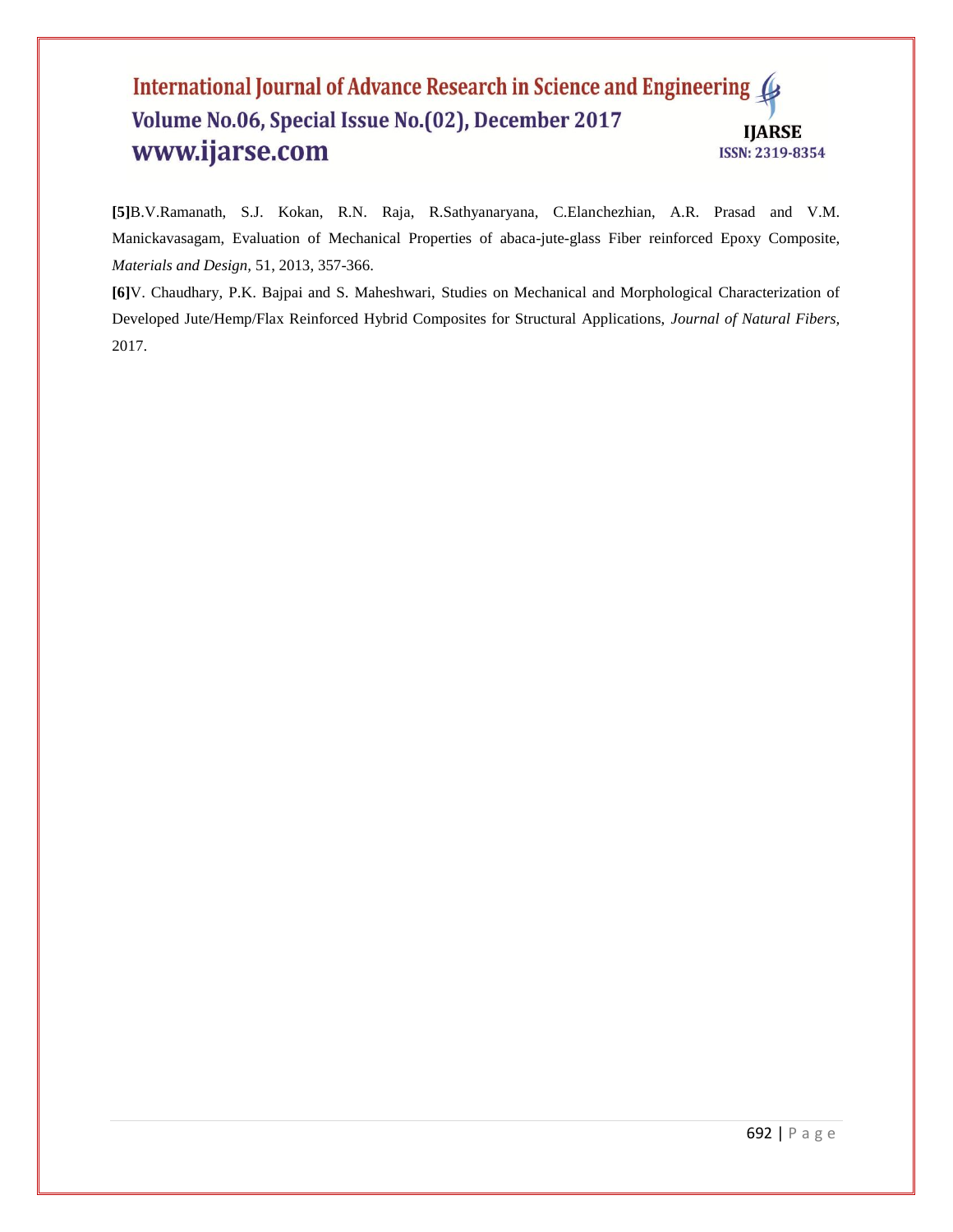**[5]**B.V.Ramanath, S.J. Kokan, R.N. Raja, R.Sathyanaryana, C.Elanchezhian, A.R. Prasad and V.M. Manickavasagam, Evaluation of Mechanical Properties of abaca-jute-glass Fiber reinforced Epoxy Composite, *Materials and Design,* 51, 2013, 357-366.

**[6]**V. Chaudhary, P.K. Bajpai and S. Maheshwari, Studies on Mechanical and Morphological Characterization of Developed Jute/Hemp/Flax Reinforced Hybrid Composites for Structural Applications, *Journal of Natural Fibers,* 2017.